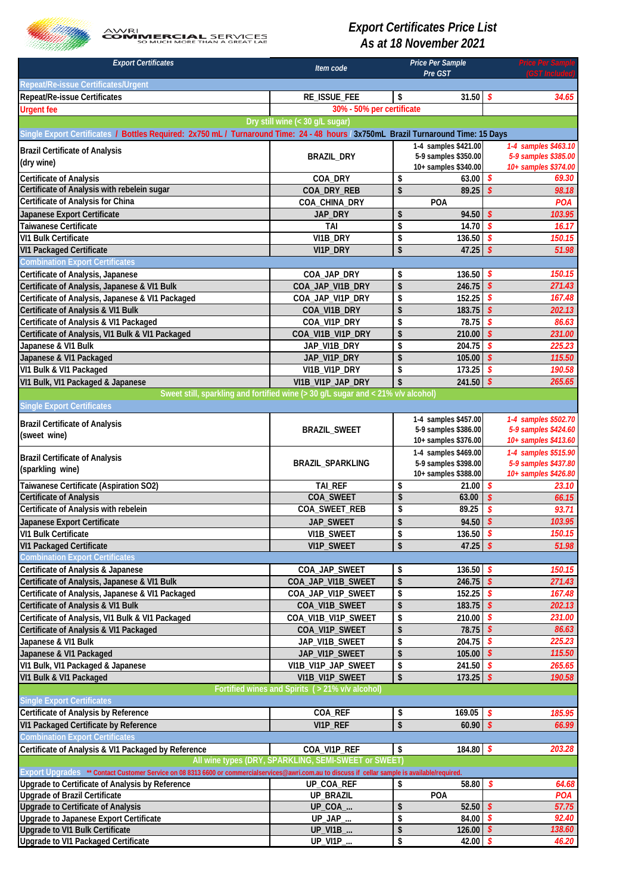AWRI COMMERCIAL SERVICES
SO MUCH MORE THAN A GREAT LAB

# Export Certificates Price List
## As at 18 November 2021

| Export Certificates | Item code | Price Per Sample Pre GST | Price Per Sample (GST Included) |
|---|---|---|---|
| **Repeat/Re-issue Certificates/Urgent** | | | |
| Repeat/Re-issue Certificates | RE_ISSUE_FEE | $ 31.50 | $ 34.65 |
| Urgent fee | 30% - 50% per certificate | | |
| **Dry still wine (< 30 g/L sugar)** | | | |
| **Single Export Certificates / Bottles Required: 2x750 mL / Turnaround Time: 24 - 48 hours / 3x750mL Brazil Turnaround Time: 15 Days** | | | |
| Brazil Certificate of Analysis (dry wine) | BRAZIL_DRY | 1-4 samples $421.00<br>5-9 samples $350.00<br>10+ samples $340.00 | 1-4 samples $463.10<br>5-9 samples $385.00<br>10+ samples $374.00 |
| Certificate of Analysis | COA_DRY | $ 63.00 | $ 69.30 |
| Certificate of Analysis with rebelein sugar | COA_DRY_REB | $ 89.25 | $ 98.18 |
| Certificate of Analysis for China | COA_CHINA_DRY | POA | POA |
| Japanese Export Certificate | JAP_DRY | $ 94.50 | $ 103.95 |
| Taiwanese Certificate | TAI | $ 14.70 | $ 16.17 |
| VI1 Bulk Certificate | VI1B_DRY | $ 136.50 | $ 150.15 |
| VI1 Packaged Certificate | VI1P_DRY | $ 47.25 | $ 51.98 |
| **Combination Export Certificates** | | | |
| Certificate of Analysis, Japanese | COA_JAP_DRY | $ 136.50 | $ 150.15 |
| Certificate of Analysis, Japanese & VI1 Bulk | COA_JAP_VI1B_DRY | $ 246.75 | $ 271.43 |
| Certificate of Analysis, Japanese & VI1 Packaged | COA_JAP_VI1P_DRY | $ 152.25 | $ 167.48 |
| Certificate of Analysis & VI1 Bulk | COA_VI1B_DRY | $ 183.75 | $ 202.13 |
| Certificate of Analysis & VI1 Packaged | COA_VI1P_DRY | $ 78.75 | $ 86.63 |
| Certificate of Analysis, VI1 Bulk & VI1 Packaged | COA_VI1B_VI1P_DRY | $ 210.00 | $ 231.00 |
| Japanese & VI1 Bulk | JAP_VI1B_DRY | $ 204.75 | $ 225.23 |
| Japanese & VI1 Packaged | JAP_VI1P_DRY | $ 105.00 | $ 115.50 |
| VI1 Bulk & VI1 Packaged | VI1B_VI1P_DRY | $ 173.25 | $ 190.58 |
| VI1 Bulk, VI1 Packaged & Japanese | VI1B_VI1P_JAP_DRY | $ 241.50 | $ 265.65 |
| **Sweet still, sparkling and fortified wine (> 30 g/L sugar and < 21% v/v alcohol)** | | | |
| **Single Export Certificates** | | | |
| Brazil Certificate of Analysis (sweet wine) | BRAZIL_SWEET | 1-4 samples $457.00<br>5-9 samples $386.00<br>10+ samples $376.00 | 1-4 samples $502.70<br>5-9 samples $424.60<br>10+ samples $413.60 |
| Brazil Certificate of Analysis (sparkling wine) | BRAZIL_SPARKLING | 1-4 samples $469.00<br>5-9 samples $398.00<br>10+ samples $388.00 | 1-4 samples $515.90<br>5-9 samples $437.80<br>10+ samples $426.80 |
| Taiwanese Certificate (Aspiration SO2) | TAI_REF | $ 21.00 | $ 23.10 |
| Certificate of Analysis | COA_SWEET | $ 63.00 | $ 66.15 |
| Certificate of Analysis with rebelein | COA_SWEET_REB | $ 89.25 | $ 93.71 |
| Japanese Export Certificate | JAP_SWEET | $ 94.50 | $ 103.95 |
| VI1 Bulk Certificate | VI1B_SWEET | $ 136.50 | $ 150.15 |
| VI1 Packaged Certificate | VI1P_SWEET | $ 47.25 | $ 51.98 |
| **Combination Export Certificates** | | | |
| Certificate of Analysis & Japanese | COA_JAP_SWEET | $ 136.50 | $ 150.15 |
| Certificate of Analysis, Japanese & VI1 Bulk | COA_JAP_VI1B_SWEET | $ 246.75 | $ 271.43 |
| Certificate of Analysis, Japanese & VI1 Packaged | COA_JAP_VI1P_SWEET | $ 152.25 | $ 167.48 |
| Certificate of Analysis & VI1 Bulk | COA_VI1B_SWEET | $ 183.75 | $ 202.13 |
| Certificate of Analysis, VI1 Bulk & VI1 Packaged | COA_VI1B_VI1P_SWEET | $ 210.00 | $ 231.00 |
| Certificate of Analysis & VI1 Packaged | COA_VI1P_SWEET | $ 78.75 | $ 86.63 |
| Japanese & VI1 Bulk | JAP_VI1B_SWEET | $ 204.75 | $ 225.23 |
| Japanese & VI1 Packaged | JAP_VI1P_SWEET | $ 105.00 | $ 115.50 |
| VI1 Bulk, VI1 Packaged & Japanese | VI1B_VI1P_JAP_SWEET | $ 241.50 | $ 265.65 |
| VI1 Bulk & VI1 Packaged | VI1B_VI1P_SWEET | $ 173.25 | $ 190.58 |
| **Fortified wines and Spirits ( > 21% v/v alcohol)** | | | |
| **Single Export Certificates** | | | |
| Certificate of Analysis by Reference | COA_REF | $ 169.05 | $ 185.95 |
| VI1 Packaged Certificate by Reference | VI1P_REF | $ 60.90 | $ 66.99 |
| **Combination Export Certificates** | | | |
| Certificate of Analysis & VI1 Packaged by Reference | COA_VI1P_REF | $ 184.80 | $ 203.28 |
| **All wine types (DRY, SPARKLING, SEMI-SWEET or SWEET)** | | | |
| **Export Upgrades** ** Contact Customer Service on 08 8313 6600 or commercialservices@awri.com.au to discuss if cellar sample is available/required. | | | |
| Upgrade to Certificate of Analysis by Reference | UP_COA_REF | $ 58.80 | $ 64.68 |
| Upgrade of Brazil Certificate | UP_BRAZIL | POA | POA |
| Upgrade to Certificate of Analysis | UP_COA_... | $ 52.50 | $ 57.75 |
| Upgrade to Japanese Export Certificate | UP_JAP_... | $ 84.00 | $ 92.40 |
| Upgrade to VI1 Bulk Certificate | UP_VI1B_... | $ 126.00 | $ 138.60 |
| Upgrade to VI1 Packaged Certificate | UP_VI1P_... | $ 42.00 | $ 46.20 |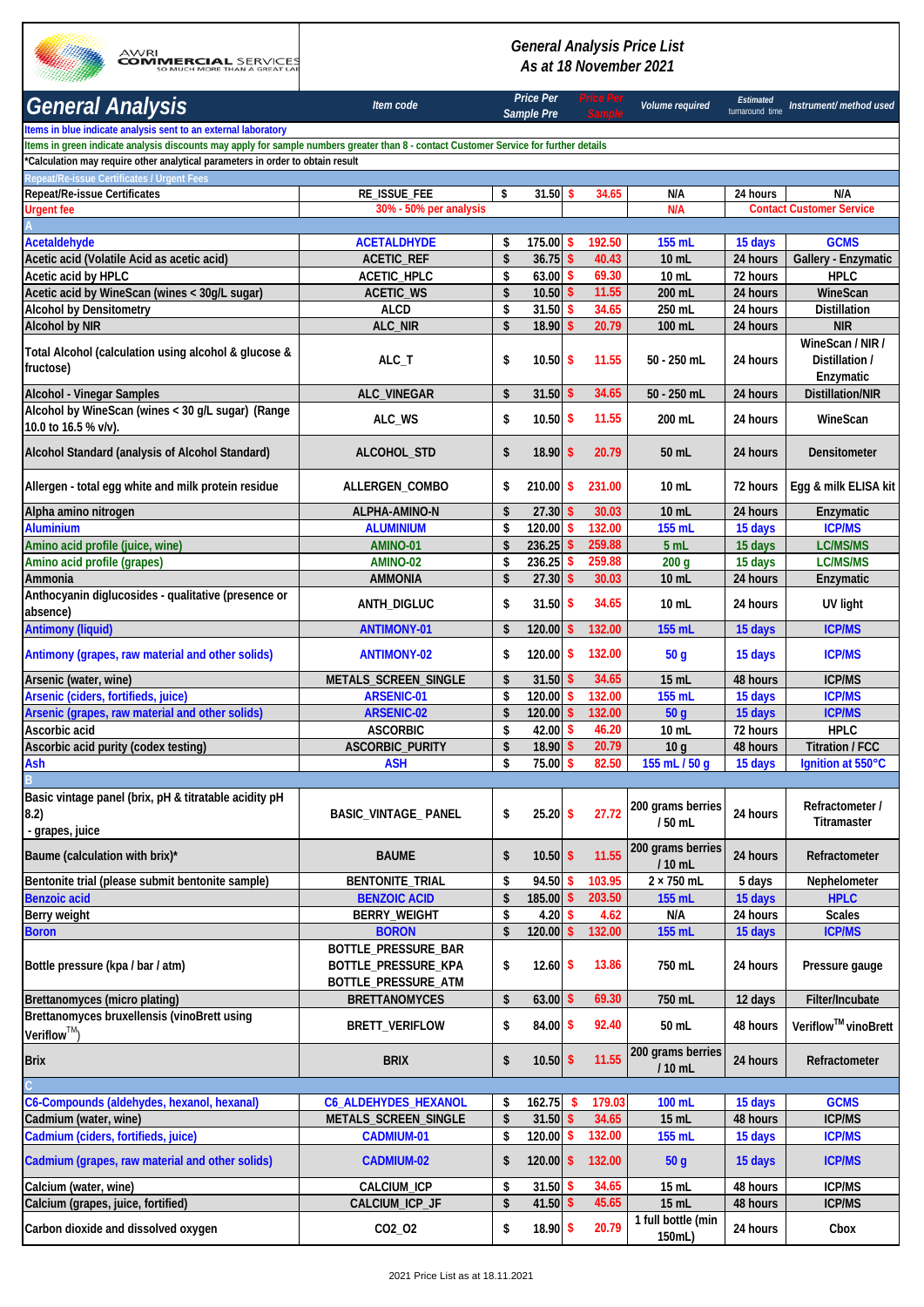AWRI COMMERCIAL SERVICES — SO MUCH MORE THAN A GREAT LAB

*General Analysis Price List*
*As at 18 November 2021*

| General Analysis | Item code | Price Per Sample Pre | Price Per Sample | Volume required | Estimated turnaround time | Instrument/ method used |
|---|---|---|---|---|---|---|
| Items in blue indicate analysis sent to an external laboratory | | | | | | |
| Items in green indicate analysis discounts may apply for sample numbers greater than 8 - contact Customer Service for further details | | | | | | |
| *Calculation may require other analytical parameters in order to obtain result | | | | | | |
| Repeat/Re-issue Certificates / Urgent Fees | | | | | | |
| Repeat/Re-issue Certificates | RE_ISSUE_FEE | $ 31.50 | $ 34.65 | N/A | 24 hours | N/A |
| Urgent fee | 30% - 50% per analysis | | | N/A | Contact Customer Service | |
| A | | | | | | |
| Acetaldehyde | ACETALDHYDE | $ 175.00 | $ 192.50 | 155 mL | 15 days | GCMS |
| Acetic acid (Volatile Acid as acetic acid) | ACETIC_REF | $ 36.75 | $ 40.43 | 10 mL | 24 hours | Gallery - Enzymatic |
| Acetic acid by HPLC | ACETIC_HPLC | $ 63.00 | $ 69.30 | 10 mL | 72 hours | HPLC |
| Acetic acid by WineScan (wines < 30g/L sugar) | ACETIC_WS | $ 10.50 | $ 11.55 | 200 mL | 24 hours | WineScan |
| Alcohol by Densitometry | ALCD | $ 31.50 | $ 34.65 | 250 mL | 24 hours | Distillation |
| Alcohol by NIR | ALC_NIR | $ 18.90 | $ 20.79 | 100 mL | 24 hours | NIR |
| Total Alcohol (calculation using alcohol & glucose & fructose) | ALC_T | $ 10.50 | $ 11.55 | 50 - 250 mL | 24 hours | WineScan / NIR / Distillation / Enzymatic |
| Alcohol - Vinegar Samples | ALC_VINEGAR | $ 31.50 | $ 34.65 | 50 - 250 mL | 24 hours | Distillation/NIR |
| Alcohol by WineScan (wines < 30 g/L sugar) (Range 10.0 to 16.5 % v/v). | ALC_WS | $ 10.50 | $ 11.55 | 200 mL | 24 hours | WineScan |
| Alcohol Standard (analysis of Alcohol Standard) | ALCOHOL_STD | $ 18.90 | $ 20.79 | 50 mL | 24 hours | Densitometer |
| Allergen - total egg white and milk protein residue | ALLERGEN_COMBO | $ 210.00 | $ 231.00 | 10 mL | 72 hours | Egg & milk ELISA kit |
| Alpha amino nitrogen | ALPHA-AMINO-N | $ 27.30 | $ 30.03 | 10 mL | 24 hours | Enzymatic |
| Aluminium | ALUMINIUM | $ 120.00 | $ 132.00 | 155 mL | 15 days | ICP/MS |
| Amino acid profile (juice, wine) | AMINO-01 | $ 236.25 | $ 259.88 | 5 mL | 15 days | LC/MS/MS |
| Amino acid profile (grapes) | AMINO-02 | $ 236.25 | $ 259.88 | 200 g | 15 days | LC/MS/MS |
| Ammonia | AMMONIA | $ 27.30 | $ 30.03 | 10 mL | 24 hours | Enzymatic |
| Anthocyanin diglucosides - qualitative (presence or absence) | ANTH_DIGLUC | $ 31.50 | $ 34.65 | 10 mL | 24 hours | UV light |
| Antimony (liquid) | ANTIMONY-01 | $ 120.00 | $ 132.00 | 155 mL | 15 days | ICP/MS |
| Antimony (grapes, raw material and other solids) | ANTIMONY-02 | $ 120.00 | $ 132.00 | 50 g | 15 days | ICP/MS |
| Arsenic (water, wine) | METALS_SCREEN_SINGLE | $ 31.50 | $ 34.65 | 15 mL | 48 hours | ICP/MS |
| Arsenic (ciders, fortifieds, juice) | ARSENIC-01 | $ 120.00 | $ 132.00 | 155 mL | 15 days | ICP/MS |
| Arsenic (grapes, raw material and other solids) | ARSENIC-02 | $ 120.00 | $ 132.00 | 50 g | 15 days | ICP/MS |
| Ascorbic acid | ASCORBIC | $ 42.00 | $ 46.20 | 10 mL | 72 hours | HPLC |
| Ascorbic acid purity (codex testing) | ASCORBIC_PURITY | $ 18.90 | $ 20.79 | 10 g | 48 hours | Titration / FCC |
| Ash | ASH | $ 75.00 | $ 82.50 | 155 mL / 50 g | 15 days | Ignition at 550°C |
| B | | | | | | |
| Basic vintage panel (brix, pH & titratable acidity pH 8.2) - grapes, juice | BASIC_VINTAGE_ PANEL | $ 25.20 | $ 27.72 | 200 grams berries / 50 mL | 24 hours | Refractometer / Titramaster |
| Baume (calculation with brix)* | BAUME | $ 10.50 | $ 11.55 | 200 grams berries / 10 mL | 24 hours | Refractometer |
| Bentonite trial (please submit bentonite sample) | BENTONITE_TRIAL | $ 94.50 | $ 103.95 | 2 × 750 mL | 5 days | Nephelometer |
| Benzoic acid | BENZOIC ACID | $ 185.00 | $ 203.50 | 155 mL | 15 days | HPLC |
| Berry weight | BERRY_WEIGHT | $ 4.20 | $ 4.62 | N/A | 24 hours | Scales |
| Boron | BORON | $ 120.00 | $ 132.00 | 155 mL | 15 days | ICP/MS |
| Bottle pressure (kpa / bar / atm) | BOTTLE_PRESSURE_BAR BOTTLE_PRESSURE_KPA BOTTLE_PRESSURE_ATM | $ 12.60 | $ 13.86 | 750 mL | 24 hours | Pressure gauge |
| Brettanomyces (micro plating) | BRETTANOMYCES | $ 63.00 | $ 69.30 | 750 mL | 12 days | Filter/Incubate |
| Brettanomyces bruxellensis (vinoBrett using Veriflow™) | BRETT_VERIFLOW | $ 84.00 | $ 92.40 | 50 mL | 48 hours | Veriflow™ vinoBrett |
| Brix | BRIX | $ 10.50 | $ 11.55 | 200 grams berries / 10 mL | 24 hours | Refractometer |
| C | | | | | | |
| C6-Compounds (aldehydes, hexanol, hexanal) | C6_ALDEHYDES_HEXANOL | $ 162.75 | $ 179.03 | 100 mL | 15 days | GCMS |
| Cadmium (water, wine) | METALS_SCREEN_SINGLE | $ 31.50 | $ 34.65 | 15 mL | 48 hours | ICP/MS |
| Cadmium (ciders, fortifieds, juice) | CADMIUM-01 | $ 120.00 | $ 132.00 | 155 mL | 15 days | ICP/MS |
| Cadmium (grapes, raw material and other solids) | CADMIUM-02 | $ 120.00 | $ 132.00 | 50 g | 15 days | ICP/MS |
| Calcium (water, wine) | CALCIUM_ICP | $ 31.50 | $ 34.65 | 15 mL | 48 hours | ICP/MS |
| Calcium (grapes, juice, fortified) | CALCIUM_ICP_JF | $ 41.50 | $ 45.65 | 15 mL | 48 hours | ICP/MS |
| Carbon dioxide and dissolved oxygen | CO2_O2 | $ 18.90 | $ 20.79 | 1 full bottle (min 150mL) | 24 hours | Cbox |

2021 Price List as at 18.11.2021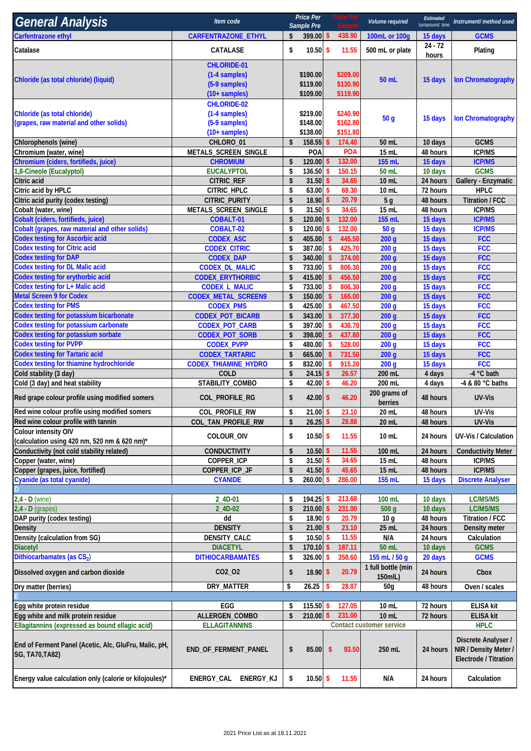| General Analysis | Item code | Price Per Sample Pre | Price Per Sample | Volume required | Estimated turnaround time | Instrument/ method used |
|---|---|---|---|---|---|---|
| Carfentrazone ethyl | CARFENTRAZONE_ETHYL | $ 399.00 | $ 438.90 | 100mL or 100g | 15 days | GCMS |
| Catalase | CATALASE | $ 10.50 | $ 11.55 | 500 mL or plate | 24 - 72 hours | Plating |
| Chloride (as total chloride) (liquid) | CHLORIDE-01<br>(1-4 samples)<br>(5-9 samples)<br>(10+ samples) | $190.00<br>$119.00<br>$109.00 | $209.00<br>$130.90<br>$119.90 | 50 mL | 15 days | Ion Chromatography |
| Chloride (as total chloride)<br>(grapes, raw material and other solids) | CHLORIDE-02<br>(1-4 samples)<br>(5-9 samples)<br>(10+ samples) | $219.00<br>$148.00<br>$138.00 | $240.90<br>$162.80<br>$151.80 | 50 g | 15 days | Ion Chromatography |
| Chlorophenols (wine) | CHLORO_01 | $ 158.55 | $ 174.40 | 50 mL | 10 days | GCMS |
| Chromium (water, wine) | METALS_SCREEN_SINGLE | POA | POA | 15 mL | 48 hours | ICP/MS |
| Chromium (ciders, fortifieds, juice) | CHROMIUM | $ 120.00 | $ 132.00 | 155 mL | 15 days | ICP/MS |
| 1,8-Cineole (Eucalyptol) | EUCALYPTOL | $ 136.50 | $ 150.15 | 50 mL | 10 days | GCMS |
| Citric acid | CITRIC_REF | $ 31.50 | $ 34.65 | 10 mL | 24 hours | Gallery - Enzymatic |
| Citric acid by HPLC | CITRIC_HPLC | $ 63.00 | $ 69.30 | 10 mL | 72 hours | HPLC |
| Citric acid purity (codex testing) | CITRIC_PURITY | $ 18.90 | $ 20.79 | 5 g | 48 hours | Titration / FCC |
| Cobalt (water, wine) | METALS_SCREEN_SINGLE | $ 31.50 | $ 34.65 | 15 mL | 48 hours | ICP/MS |
| Cobalt (ciders, fortifieds, juice) | COBALT-01 | $ 120.00 | $ 132.00 | 155 mL | 15 days | ICP/MS |
| Cobalt (grapes, raw material and other solids) | COBALT-02 | $ 120.00 | $ 132.00 | 50 g | 15 days | ICP/MS |
| Codex testing for Ascorbic acid | CODEX_ASC | $ 405.00 | $ 445.50 | 200 g | 15 days | FCC |
| Codex testing for Citric acid | CODEX_CITRIC | $ 387.00 | $ 425.70 | 200 g | 15 days | FCC |
| Codex testing for DAP | CODEX_DAP | $ 340.00 | $ 374.00 | 200 g | 15 days | FCC |
| Codex testing for DL Malic acid | CODEX_DL_MALIC | $ 733.00 | $ 806.30 | 200 g | 15 days | FCC |
| Codex testing for erythorbic acid | CODEX_ERYTHORBIC | $ 415.00 | $ 456.50 | 200 g | 15 days | FCC |
| Codex testing for L+ Malic acid | CODEX_L_MALIC | $ 733.00 | $ 806.30 | 200 g | 15 days | FCC |
| Metal Screen 9 for Codex | CODEX_METAL_SCREEN9 | $ 150.00 | $ 165.00 | 200 g | 15 days | FCC |
| Codex testing for PMS | CODEX_PMS | $ 425.00 | $ 467.50 | 200 g | 15 days | FCC |
| Codex testing for potassium bicarbonate | CODEX_POT_BICARB | $ 343.00 | $ 377.30 | 200 g | 15 days | FCC |
| Codex testing for potassium carbonate | CODEX_POT_CARB | $ 397.00 | $ 436.70 | 200 g | 15 days | FCC |
| Codex testing for potassium sorbate | CODEX_POT_SORB | $ 398.00 | $ 437.80 | 200 g | 15 days | FCC |
| Codex testing for PVPP | CODEX_PVPP | $ 480.00 | $ 528.00 | 200 g | 15 days | FCC |
| Codex testing for Tartaric acid | CODEX_TARTARIC | $ 665.00 | $ 731.50 | 200 g | 15 days | FCC |
| Codex testing for thiamine hydrochloride | CODEX_THIAMINE_HYDRO | $ 832.00 | $ 915.20 | 200 g | 15 days | FCC |
| Cold stability (3 day) | COLD | $ 24.15 | $ 26.57 | 200 mL | 4 days | -4 °C bath |
| Cold (3 day) and heat stability | STABILITY_COMBO | $ 42.00 | $ 46.20 | 200 mL | 4 days | -4 & 80 °C baths |
| Red grape colour profile using modified somers | COL_PROFILE_RG | $ 42.00 | $ 46.20 | 200 grams of berries | 48 hours | UV-Vis |
| Red wine colour profile using modified somers | COL_PROFILE_RW | $ 21.00 | $ 23.10 | 20 mL | 48 hours | UV-Vis |
| Red wine colour profile with tannin | COL_TAN_PROFILE_RW | $ 26.25 | $ 28.88 | 20 mL | 48 hours | UV-Vis |
| Colour intensity OIV<br>(calculation using 420 nm, 520 nm & 620 nm)* | COLOUR_OIV | $ 10.50 | $ 11.55 | 10 mL | 24 hours | UV-Vis / Calculation |
| Conductivity (not cold stability related) | CONDUCTIVITY | $ 10.50 | $ 11.55 | 100 mL | 24 hours | Conductivity Meter |
| Copper (water, wine) | COPPER_ICP | $ 31.50 | $ 34.65 | 15 mL | 48 hours | ICP/MS |
| Copper (grapes, juice, fortified) | COPPER_ICP_JF | $ 41.50 | $ 45.65 | 15 mL | 48 hours | ICP/MS |
| Cyanide (as total cyanide) | CYANIDE | $ 260.00 | $ 286.00 | 155 mL | 15 days | Discrete Analyser |
| **D** | | | | | | |
| 2,4 - D (wine) | 2_4D-01 | $ 194.25 | $ 213.68 | 100 mL | 10 days | LC/MS/MS |
| 2,4 - D (grapes) | 2_4D-02 | $ 210.00 | $ 231.00 | 500 g | 10 days | LC/MS/MS |
| DAP purity (codex testing) | dd | $ 18.90 | $ 20.79 | 10 g | 48 hours | Titration / FCC |
| Density | DENSITY | $ 21.00 | $ 23.10 | 25 mL | 24 hours | Density meter |
| Density (calculation from SG) | DENSITY_CALC | $ 10.50 | $ 11.55 | N/A | 24 hours | Calculation |
| Diacetyl | DIACETYL | $ 170.10 | $ 187.11 | 50 mL | 10 days | GCMS |
| Dithiocarbamates (as $CS_2$) | DITHIOCARBAMATES | $ 326.00 | $ 358.60 | 155 mL / 50 g | 20 days | GCMS |
| Dissolved oxygen and carbon dioxide | CO2_O2 | $ 18.90 | $ 20.79 | 1 full bottle (min 150mlL) | 24 hours | Cbox |
| Dry matter (berries) | DRY_MATTER | $ 26.25 | $ 28.87 | 50g | 48 hours | Oven / scales |
| **E** | | | | | | |
| Egg white protein residue | EGG | $ 115.50 | $ 127.05 | 10 mL | 72 hours | ELISA kit |
| Egg white and milk protein residue | ALLERGEN_COMBO | $ 210.00 | $ 231.00 | 10 mL | 72 hours | ELISA kit |
| Ellagitannins (expressed as bound ellagic acid) | ELLAGITANNINS | Contact customer service | | | | HPLC |
| End of Ferment Panel (Acetic, Alc, GluFru, Malic, pH, SG, TA70,TA82) | END_OF_FERMENT_PANEL | $ 85.00 | $ 93.50 | 250 mL | 24 hours | Discrete Analyser / NIR / Density Meter / Electrode / Titration |
| Energy value calculation only (calorie or kilojoules)* | ENERGY_CAL ENERGY_KJ | $ 10.50 | $ 11.55 | N/A | 24 hours | Calculation |

2021 Price List as at 18.11.2021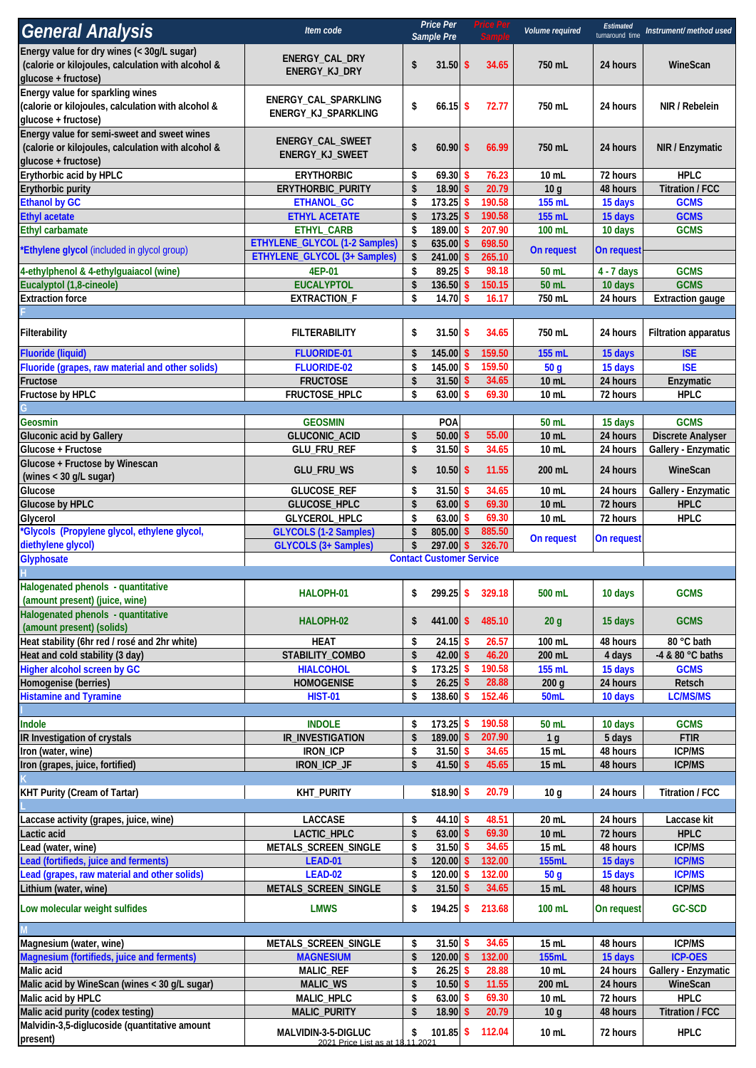| General Analysis | Item code | Price Per Sample Pre | Price Per Sample | Volume required | Estimated turnaround time | Instrument/ method used |
|---|---|---|---|---|---|---|
| Energy value for dry wines (< 30g/L sugar) (calorie or kilojoules, calculation with alcohol & glucose + fructose) | ENERGY_CAL_DRY ENERGY_KJ_DRY | $ 31.50 | $ 34.65 | 750 mL | 24 hours | WineScan |
| Energy value for sparkling wines (calorie or kilojoules, calculation with alcohol & glucose + fructose) | ENERGY_CAL_SPARKLING ENERGY_KJ_SPARKLING | $ 66.15 | $ 72.77 | 750 mL | 24 hours | NIR / Rebelein |
| Energy value for semi-sweet and sweet wines (calorie or kilojoules, calculation with alcohol & glucose + fructose) | ENERGY_CAL_SWEET ENERGY_KJ_SWEET | $ 60.90 | $ 66.99 | 750 mL | 24 hours | NIR / Enzymatic |
| Erythorbic acid by HPLC | ERYTHORBIC | $ 69.30 | $ 76.23 | 10 mL | 72 hours | HPLC |
| Erythorbic purity | ERYTHORBIC_PURITY | $ 18.90 | $ 20.79 | 10 g | 48 hours | Titration / FCC |
| Ethanol by GC | ETHANOL_GC | $ 173.25 | $ 190.58 | 155 mL | 15 days | GCMS |
| Ethyl acetate | ETHYL ACETATE | $ 173.25 | $ 190.58 | 155 mL | 15 days | GCMS |
| Ethyl carbamate | ETHYL_CARB | $ 189.00 | $ 207.90 | 100 mL | 10 days | GCMS |
| *Ethylene glycol (included in glycol group) | ETHYLENE_GLYCOL (1-2 Samples) | $ 635.00 | $ 698.50 | On request | On request | |
| | ETHYLENE_GLYCOL (3+ Samples) | $ 241.00 | $ 265.10 | | | |
| 4-ethylphenol & 4-ethylguaiacol (wine) | 4EP-01 | $ 89.25 | $ 98.18 | 50 mL | 4 - 7 days | GCMS |
| Eucalyptol (1,8-cineole) | EUCALYPTOL | $ 136.50 | $ 150.15 | 50 mL | 10 days | GCMS |
| Extraction force | EXTRACTION_F | $ 14.70 | $ 16.17 | 750 mL | 24 hours | Extraction gauge |
| **F** | | | | | | |
| Filterability | FILTERABILITY | $ 31.50 | $ 34.65 | 750 mL | 24 hours | Filtration apparatus |
| Fluoride (liquid) | FLUORIDE-01 | $ 145.00 | $ 159.50 | 155 mL | 15 days | ISE |
| Fluoride (grapes, raw material and other solids) | FLUORIDE-02 | $ 145.00 | $ 159.50 | 50 g | 15 days | ISE |
| Fructose | FRUCTOSE | $ 31.50 | $ 34.65 | 10 mL | 24 hours | Enzymatic |
| Fructose by HPLC | FRUCTOSE_HPLC | $ 63.00 | $ 69.30 | 10 mL | 72 hours | HPLC |
| **G** | | | | | | |
| Geosmin | GEOSMIN | POA | | 50 mL | 15 days | GCMS |
| Gluconic acid by Gallery | GLUCONIC_ACID | $ 50.00 | $ 55.00 | 10 mL | 24 hours | Discrete Analyser |
| Glucose + Fructose | GLU_FRU_REF | $ 31.50 | $ 34.65 | 10 mL | 24 hours | Gallery - Enzymatic |
| Glucose + Fructose by Winescan (wines < 30 g/L sugar) | GLU_FRU_WS | $ 10.50 | $ 11.55 | 200 mL | 24 hours | WineScan |
| Glucose | GLUCOSE_REF | $ 31.50 | $ 34.65 | 10 mL | 24 hours | Gallery - Enzymatic |
| Glucose by HPLC | GLUCOSE_HPLC | $ 63.00 | $ 69.30 | 10 mL | 72 hours | HPLC |
| Glycerol | GLYCEROL_HPLC | $ 63.00 | $ 69.30 | 10 mL | 72 hours | HPLC |
| *Glycols (Propylene glycol, ethylene glycol, diethylene glycol) | GLYCOLS (1-2 Samples) | $ 805.00 | $ 885.50 | On request | On request | |
| | GLYCOLS (3+ Samples) | $ 297.00 | $ 326.70 | | | |
| Glyphosate | Contact Customer Service | | | | | |
| **H** | | | | | | |
| Halogenated phenols - quantitative (amount present) (juice, wine) | HALOPH-01 | $ 299.25 | $ 329.18 | 500 mL | 10 days | GCMS |
| Halogenated phenols - quantitative (amount present) (solids) | HALOPH-02 | $ 441.00 | $ 485.10 | 20 g | 15 days | GCMS |
| Heat stability (6hr red / rosé and 2hr white) | HEAT | $ 24.15 | $ 26.57 | 100 mL | 48 hours | 80 °C bath |
| Heat and cold stability (3 day) | STABILITY_COMBO | $ 42.00 | $ 46.20 | 200 mL | 4 days | -4 & 80 °C baths |
| Higher alcohol screen by GC | HIALCOHOL | $ 173.25 | $ 190.58 | 155 mL | 15 days | GCMS |
| Homogenise (berries) | HOMOGENISE | $ 26.25 | $ 28.88 | 200 g | 24 hours | Retsch |
| Histamine and Tyramine | HIST-01 | $ 138.60 | $ 152.46 | 50mL | 10 days | LC/MS/MS |
| **I** | | | | | | |
| Indole | INDOLE | $ 173.25 | $ 190.58 | 50 mL | 10 days | GCMS |
| IR Investigation of crystals | IR_INVESTIGATION | $ 189.00 | $ 207.90 | 1 g | 5 days | FTIR |
| Iron (water, wine) | IRON_ICP | $ 31.50 | $ 34.65 | 15 mL | 48 hours | ICP/MS |
| Iron (grapes, juice, fortified) | IRON_ICP_JF | $ 41.50 | $ 45.65 | 15 mL | 48 hours | ICP/MS |
| **K** | | | | | | |
| KHT Purity (Cream of Tartar) | KHT_PURITY | $18.90 | $ 20.79 | 10 g | 24 hours | Titration / FCC |
| **L** | | | | | | |
| Laccase activity (grapes, juice, wine) | LACCASE | $ 44.10 | $ 48.51 | 20 mL | 24 hours | Laccase kit |
| Lactic acid | LACTIC_HPLC | $ 63.00 | $ 69.30 | 10 mL | 72 hours | HPLC |
| Lead (water, wine) | METALS_SCREEN_SINGLE | $ 31.50 | $ 34.65 | 15 mL | 48 hours | ICP/MS |
| Lead (fortifieds, juice and ferments) | LEAD-01 | $ 120.00 | $ 132.00 | 155mL | 15 days | ICP/MS |
| Lead (grapes, raw material and other solids) | LEAD-02 | $ 120.00 | $ 132.00 | 50 g | 15 days | ICP/MS |
| Lithium (water, wine) | METALS_SCREEN_SINGLE | $ 31.50 | $ 34.65 | 15 mL | 48 hours | ICP/MS |
| Low molecular weight sulfides | LMWS | $ 194.25 | $ 213.68 | 100 mL | On request | GC-SCD |
| **M** | | | | | | |
| Magnesium (water, wine) | METALS_SCREEN_SINGLE | $ 31.50 | $ 34.65 | 15 mL | 48 hours | ICP/MS |
| Magnesium (fortifieds, juice and ferments) | MAGNESIUM | $ 120.00 | $ 132.00 | 155mL | 15 days | ICP-OES |
| Malic acid | MALIC_REF | $ 26.25 | $ 28.88 | 10 mL | 24 hours | Gallery - Enzymatic |
| Malic acid by WineScan (wines < 30 g/L sugar) | MALIC_WS | $ 10.50 | $ 11.55 | 200 mL | 24 hours | WineScan |
| Malic acid by HPLC | MALIC_HPLC | $ 63.00 | $ 69.30 | 10 mL | 72 hours | HPLC |
| Malic acid purity (codex testing) | MALIC_PURITY | $ 18.90 | $ 20.79 | 10 g | 48 hours | Titration / FCC |
| Malvidin-3,5-diglucoside (quantitative amount present) | MALVIDIN-3-5-DIGLUC | $ 101.85 | $ 112.04 | 10 mL | 72 hours | HPLC |

2021 Price List as at 18.11.2021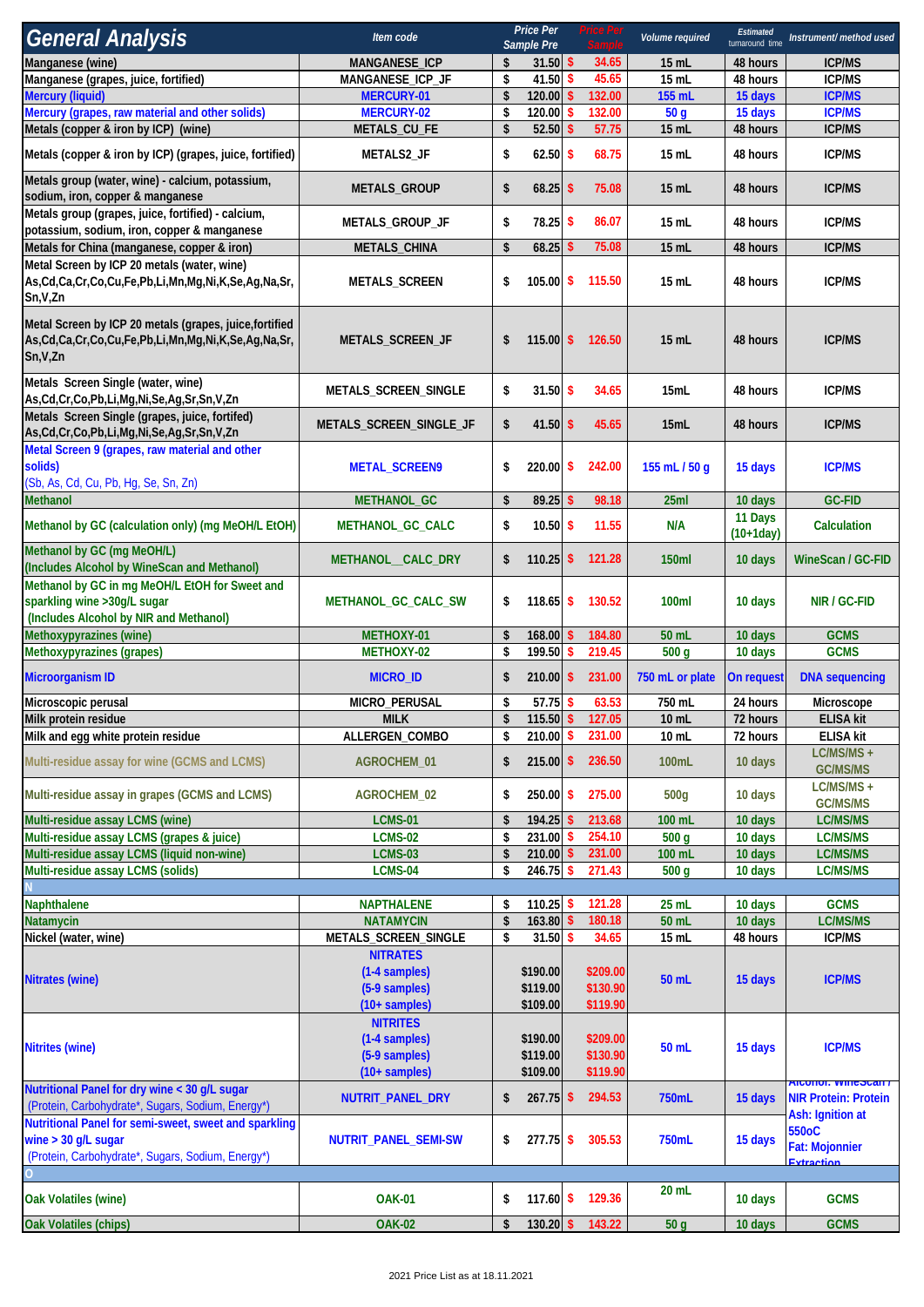| General Analysis | Item code | Price Per Sample Pre | Price Per Sample | Volume required | Estimated turnaround time | Instrument/ method used |
|---|---|---|---|---|---|---|
| Manganese (wine) | MANGANESE_ICP | $ 31.50 | $ 34.65 | 15 mL | 48 hours | ICP/MS |
| Manganese (grapes, juice, fortified) | MANGANESE_ICP_JF | $ 41.50 | $ 45.65 | 15 mL | 48 hours | ICP/MS |
| Mercury (liquid) | MERCURY-01 | $ 120.00 | $ 132.00 | 155 mL | 15 days | ICP/MS |
| Mercury (grapes, raw material and other solids) | MERCURY-02 | $ 120.00 | $ 132.00 | 50 g | 15 days | ICP/MS |
| Metals (copper & iron by ICP) (wine) | METALS_CU_FE | $ 52.50 | $ 57.75 | 15 mL | 48 hours | ICP/MS |
| Metals (copper & iron by ICP) (grapes, juice, fortified) | METALS2_JF | $ 62.50 | $ 68.75 | 15 mL | 48 hours | ICP/MS |
| Metals group (water, wine) - calcium, potassium, sodium, iron, copper & manganese | METALS_GROUP | $ 68.25 | $ 75.08 | 15 mL | 48 hours | ICP/MS |
| Metals group (grapes, juice, fortified) - calcium, potassium, sodium, iron, copper & manganese | METALS_GROUP_JF | $ 78.25 | $ 86.07 | 15 mL | 48 hours | ICP/MS |
| Metals for China (manganese, copper & iron) | METALS_CHINA | $ 68.25 | $ 75.08 | 15 mL | 48 hours | ICP/MS |
| Metal Screen by ICP 20 metals (water, wine) As,Cd,Ca,Cr,Co,Cu,Fe,Pb,Li,Mn,Mg,Ni,K,Se,Ag,Na,Sr, Sn,V,Zn | METALS_SCREEN | $ 105.00 | $ 115.50 | 15 mL | 48 hours | ICP/MS |
| Metal Screen by ICP 20 metals (grapes, juice,fortified As,Cd,Ca,Cr,Co,Cu,Fe,Pb,Li,Mn,Mg,Ni,K,Se,Ag,Na,Sr, Sn,V,Zn | METALS_SCREEN_JF | $ 115.00 | $ 126.50 | 15 mL | 48 hours | ICP/MS |
| Metals Screen Single (water, wine) As,Cd,Cr,Co,Pb,Li,Mg,Ni,Se,Ag,Sr,Sn,V,Zn | METALS_SCREEN_SINGLE | $ 31.50 | $ 34.65 | 15mL | 48 hours | ICP/MS |
| Metals Screen Single (grapes, juice, fortifed) As,Cd,Cr,Co,Pb,Li,Mg,Ni,Se,Ag,Sr,Sn,V,Zn | METALS_SCREEN_SINGLE_JF | $ 41.50 | $ 45.65 | 15mL | 48 hours | ICP/MS |
| Metal Screen 9 (grapes, raw material and other solids) (Sb, As, Cd, Cu, Pb, Hg, Se, Sn, Zn) | METAL_SCREEN9 | $ 220.00 | $ 242.00 | 155 mL / 50 g | 15 days | ICP/MS |
| Methanol | METHANOL_GC | $ 89.25 | $ 98.18 | 25ml | 10 days | GC-FID |
| Methanol by GC (calculation only) (mg MeOH/L EtOH) | METHANOL_GC_CALC | $ 10.50 | $ 11.55 | N/A | 11 Days (10+1day) | Calculation |
| Methanol by GC (mg MeOH/L) (Includes Alcohol by WineScan and Methanol) | METHANOL__CALC_DRY | $ 110.25 | $ 121.28 | 150ml | 10 days | WineScan / GC-FID |
| Methanol by GC in mg MeOH/L EtOH for Sweet and sparkling wine >30g/L sugar (Includes Alcohol by NIR and Methanol) | METHANOL_GC_CALC_SW | $ 118.65 | $ 130.52 | 100ml | 10 days | NIR / GC-FID |
| Methoxypyrazines (wine) | METHOXY-01 | $ 168.00 | $ 184.80 | 50 mL | 10 days | GCMS |
| Methoxypyrazines (grapes) | METHOXY-02 | $ 199.50 | $ 219.45 | 500 g | 10 days | GCMS |
| Microorganism ID | MICRO_ID | $ 210.00 | $ 231.00 | 750 mL or plate | On request | DNA sequencing |
| Microscopic perusal | MICRO_PERUSAL | $ 57.75 | $ 63.53 | 750 mL | 24 hours | Microscope |
| Milk protein residue | MILK | $ 115.50 | $ 127.05 | 10 mL | 72 hours | ELISA kit |
| Milk and egg white protein residue | ALLERGEN_COMBO | $ 210.00 | $ 231.00 | 10 mL | 72 hours | ELISA kit |
| Multi-residue assay for wine (GCMS and LCMS) | AGROCHEM_01 | $ 215.00 | $ 236.50 | 100mL | 10 days | LC/MS/MS + GC/MS/MS |
| Multi-residue assay in grapes (GCMS and LCMS) | AGROCHEM_02 | $ 250.00 | $ 275.00 | 500g | 10 days | LC/MS/MS + GC/MS/MS |
| Multi-residue assay LCMS (wine) | LCMS-01 | $ 194.25 | $ 213.68 | 100 mL | 10 days | LC/MS/MS |
| Multi-residue assay LCMS (grapes & juice) | LCMS-02 | $ 231.00 | $ 254.10 | 500 g | 10 days | LC/MS/MS |
| Multi-residue assay LCMS (liquid non-wine) | LCMS-03 | $ 210.00 | $ 231.00 | 100 mL | 10 days | LC/MS/MS |
| Multi-residue assay LCMS (solids) | LCMS-04 | $ 246.75 | $ 271.43 | 500 g | 10 days | LC/MS/MS |
| N | | | | | | |
| Naphthalene | NAPTHALENE | $ 110.25 | $ 121.28 | 25 mL | 10 days | GCMS |
| Natamycin | NATAMYCIN | $ 163.80 | $ 180.18 | 50 mL | 10 days | LC/MS/MS |
| Nickel (water, wine) | METALS_SCREEN_SINGLE | $ 31.50 | $ 34.65 | 15 mL | 48 hours | ICP/MS |
| Nitrates (wine) | NITRATES (1-4 samples) (5-9 samples) (10+ samples) | $190.00 $119.00 $109.00 | $209.00 $130.90 $119.90 | 50 mL | 15 days | ICP/MS |
| Nitrites (wine) | NITRITES (1-4 samples) (5-9 samples) (10+ samples) | $190.00 $119.00 $109.00 | $209.00 $130.90 $119.90 | 50 mL | 15 days | ICP/MS |
| Nutritional Panel for dry wine < 30 g/L sugar (Protein, Carbohydrate*, Sugars, Sodium, Energy*) | NUTRIT_PANEL_DRY | $ 267.75 | $ 294.53 | 750mL | 15 days | Alcohol: WineScan / NIR Protein: Protein Ash: Ignition at 550oC Fat: Mojonnier Extraction |
| Nutritional Panel for semi-sweet, sweet and sparkling wine > 30 g/L sugar (Protein, Carbohydrate*, Sugars, Sodium, Energy*) | NUTRIT_PANEL_SEMI-SW | $ 277.75 | $ 305.53 | 750mL | 15 days | |
| O | | | | | | |
| Oak Volatiles (wine) | OAK-01 | $ 117.60 | $ 129.36 | 20 mL | 10 days | GCMS |
| Oak Volatiles (chips) | OAK-02 | $ 130.20 | $ 143.22 | 50 g | 10 days | GCMS |

2021 Price List as at 18.11.2021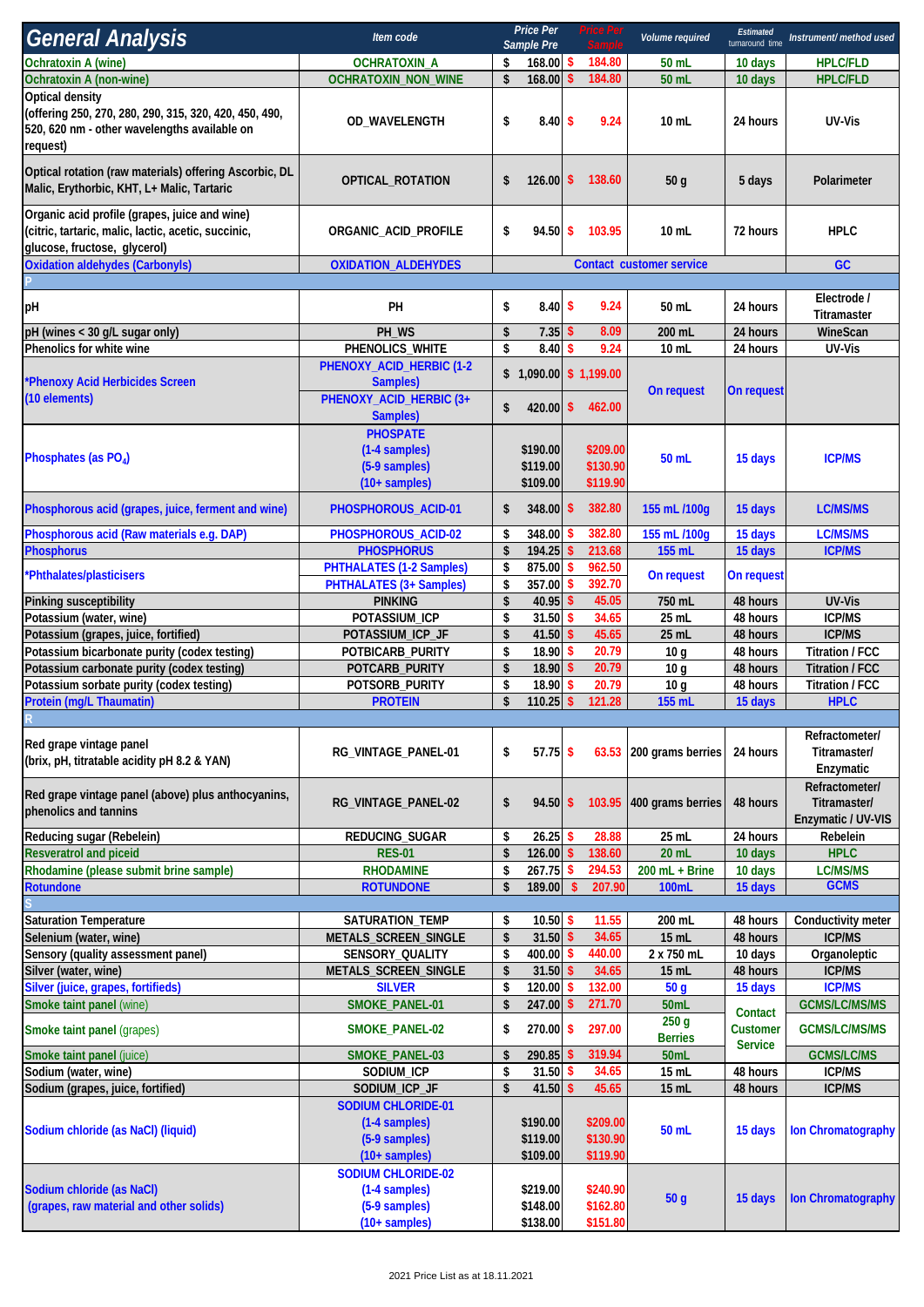| General Analysis | Item code | Price Per Sample Pre | Price Per Sample | Volume required | Estimated turnaround time | Instrument/ method used |
|---|---|---|---|---|---|---|
| Ochratoxin A (wine) | OCHRATOXIN_A | $ 168.00 | $ 184.80 | 50 mL | 10 days | HPLC/FLD |
| Ochratoxin A (non-wine) | OCHRATOXIN_NON_WINE | $ 168.00 | $ 184.80 | 50 mL | 10 days | HPLC/FLD |
| Optical density (offering 250, 270, 280, 290, 315, 320, 420, 450, 490, 520, 620 nm - other wavelengths available on request) | OD_WAVELENGTH | $ 8.40 | $ 9.24 | 10 mL | 24 hours | UV-Vis |
| Optical rotation (raw materials) offering Ascorbic, DL Malic, Erythorbic, KHT, L+ Malic, Tartaric | OPTICAL_ROTATION | $ 126.00 | $ 138.60 | 50 g | 5 days | Polarimeter |
| Organic acid profile (grapes, juice and wine) (citric, tartaric, malic, lactic, acetic, succinic, glucose, fructose, glycerol) | ORGANIC_ACID_PROFILE | $ 94.50 | $ 103.95 | 10 mL | 72 hours | HPLC |
| Oxidation aldehydes (Carbonyls) | OXIDATION_ALDEHYDES | Contact customer service | | | | GC |
| **P** | | | | | | |
| pH | PH | $ 8.40 | $ 9.24 | 50 mL | 24 hours | Electrode / Titramaster |
| pH (wines < 30 g/L sugar only) | PH_WS | $ 7.35 | $ 8.09 | 200 mL | 24 hours | WineScan |
| Phenolics for white wine | PHENOLICS_WHITE | $ 8.40 | $ 9.24 | 10 mL | 24 hours | UV-Vis |
| *Phenoxy Acid Herbicides Screen (10 elements) | PHENOXY_ACID_HERBIC (1-2 Samples) | $ 1,090.00 | $ 1,199.00 | On request | On request | |
| | PHENOXY_ACID_HERBIC (3+ Samples) | $ 420.00 | $ 462.00 | | | |
| Phosphates (as $PO_4$) | PHOSPATE (1-4 samples) (5-9 samples) (10+ samples) | $190.00 $119.00 $109.00 | $209.00 $130.90 $119.90 | 50 mL | 15 days | ICP/MS |
| Phosphorous acid (grapes, juice, ferment and wine) | PHOSPHOROUS_ACID-01 | $ 348.00 | $ 382.80 | 155 mL /100g | 15 days | LC/MS/MS |
| Phosphorous acid (Raw materials e.g. DAP) | PHOSPHOROUS_ACID-02 | $ 348.00 | $ 382.80 | 155 mL /100g | 15 days | LC/MS/MS |
| Phosphorus | PHOSPHORUS | $ 194.25 | $ 213.68 | 155 mL | 15 days | ICP/MS |
| *Phthalates/plasticisers | PHTHALATES (1-2 Samples) | $ 875.00 | $ 962.50 | On request | On request | |
| | PHTHALATES (3+ Samples) | $ 357.00 | $ 392.70 | | | |
| Pinking susceptibility | PINKING | $ 40.95 | $ 45.05 | 750 mL | 48 hours | UV-Vis |
| Potassium (water, wine) | POTASSIUM_ICP | $ 31.50 | $ 34.65 | 25 mL | 48 hours | ICP/MS |
| Potassium (grapes, juice, fortified) | POTASSIUM_ICP_JF | $ 41.50 | $ 45.65 | 25 mL | 48 hours | ICP/MS |
| Potassium bicarbonate purity (codex testing) | POTBICARB_PURITY | $ 18.90 | $ 20.79 | 10 g | 48 hours | Titration / FCC |
| Potassium carbonate purity (codex testing) | POTCARB_PURITY | $ 18.90 | $ 20.79 | 10 g | 48 hours | Titration / FCC |
| Potassium sorbate purity (codex testing) | POTSORB_PURITY | $ 18.90 | $ 20.79 | 10 g | 48 hours | Titration / FCC |
| Protein (mg/L Thaumatin) | PROTEIN | $ 110.25 | $ 121.28 | 155 mL | 15 days | HPLC |
| **R** | | | | | | |
| Red grape vintage panel (brix, pH, titratable acidity pH 8.2 & YAN) | RG_VINTAGE_PANEL-01 | $ 57.75 | $ 63.53 | 200 grams berries | 24 hours | Refractometer/ Titramaster/ Enzymatic |
| Red grape vintage panel (above) plus anthocyanins, phenolics and tannins | RG_VINTAGE_PANEL-02 | $ 94.50 | $ 103.95 | 400 grams berries | 48 hours | Refractometer/ Titramaster/ Enzymatic / UV-VIS |
| Reducing sugar (Rebelein) | REDUCING_SUGAR | $ 26.25 | $ 28.88 | 25 mL | 24 hours | Rebelein |
| Resveratrol and piceid | RES-01 | $ 126.00 | $ 138.60 | 20 mL | 10 days | HPLC |
| Rhodamine (please submit brine sample) | RHODAMINE | $ 267.75 | $ 294.53 | 200 mL + Brine | 10 days | LC/MS/MS |
| Rotundone | ROTUNDONE | $ 189.00 | $ 207.90 | 100mL | 15 days | GCMS |
| **S** | | | | | | |
| Saturation Temperature | SATURATION_TEMP | $ 10.50 | $ 11.55 | 200 mL | 48 hours | Conductivity meter |
| Selenium (water, wine) | METALS_SCREEN_SINGLE | $ 31.50 | $ 34.65 | 15 mL | 48 hours | ICP/MS |
| Sensory (quality assessment panel) | SENSORY_QUALITY | $ 400.00 | $ 440.00 | 2 x 750 mL | 10 days | Organoleptic |
| Silver (water, wine) | METALS_SCREEN_SINGLE | $ 31.50 | $ 34.65 | 15 mL | 48 hours | ICP/MS |
| Silver (juice, grapes, fortifieds) | SILVER | $ 120.00 | $ 132.00 | 50 g | 15 days | ICP/MS |
| Smoke taint panel (wine) | SMOKE_PANEL-01 | $ 247.00 | $ 271.70 | 50mL | Contact Customer Service | GCMS/LC/MS/MS |
| Smoke taint panel (grapes) | SMOKE_PANEL-02 | $ 270.00 | $ 297.00 | 250 g Berries | | GCMS/LC/MS/MS |
| Smoke taint panel (juice) | SMOKE_PANEL-03 | $ 290.85 | $ 319.94 | 50mL | | GCMS/LC/MS |
| Sodium (water, wine) | SODIUM_ICP | $ 31.50 | $ 34.65 | 15 mL | 48 hours | ICP/MS |
| Sodium (grapes, juice, fortified) | SODIUM_ICP_JF | $ 41.50 | $ 45.65 | 15 mL | 48 hours | ICP/MS |
| Sodium chloride (as NaCl) (liquid) | SODIUM CHLORIDE-01 (1-4 samples) (5-9 samples) (10+ samples) | $190.00 $119.00 $109.00 | $209.00 $130.90 $119.90 | 50 mL | 15 days | Ion Chromatography |
| Sodium chloride (as NaCl) (grapes, raw material and other solids) | SODIUM CHLORIDE-02 (1-4 samples) (5-9 samples) (10+ samples) | $219.00 $148.00 $138.00 | $240.90 $162.80 $151.80 | 50 g | 15 days | Ion Chromatography |

2021 Price List as at 18.11.2021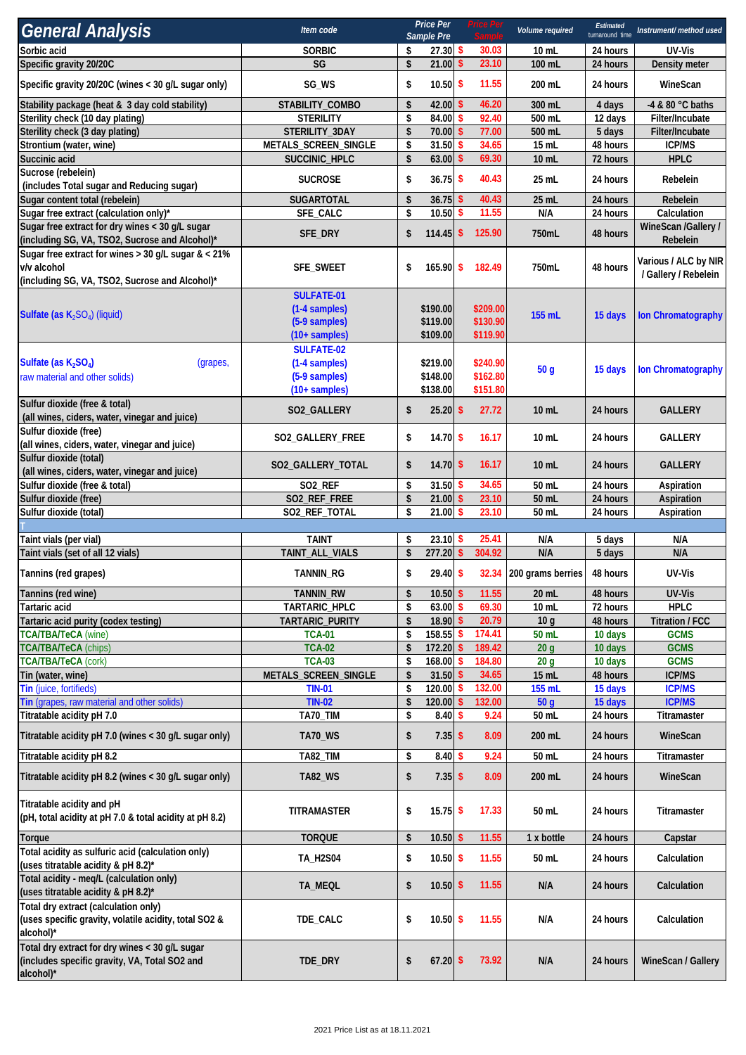| General Analysis | Item code | Price Per Sample Pre | Price Per Sample | Volume required | Estimated turnaround time | Instrument/ method used |
|---|---|---|---|---|---|---|
| Sorbic acid | SORBIC | $ 27.30 | $ 30.03 | 10 mL | 24 hours | UV-Vis |
| Specific gravity 20/20C | SG | $ 21.00 | $ 23.10 | 100 mL | 24 hours | Density meter |
| Specific gravity 20/20C (wines < 30 g/L sugar only) | SG_WS | $ 10.50 | $ 11.55 | 200 mL | 24 hours | WineScan |
| Stability package (heat & 3 day cold stability) | STABILITY_COMBO | $ 42.00 | $ 46.20 | 300 mL | 4 days | -4 & 80 °C baths |
| Sterility check (10 day plating) | STERILITY | $ 84.00 | $ 92.40 | 500 mL | 12 days | Filter/Incubate |
| Sterility check (3 day plating) | STERILITY_3DAY | $ 70.00 | $ 77.00 | 500 mL | 5 days | Filter/Incubate |
| Strontium (water, wine) | METALS_SCREEN_SINGLE | $ 31.50 | $ 34.65 | 15 mL | 48 hours | ICP/MS |
| Succinic acid | SUCCINIC_HPLC | $ 63.00 | $ 69.30 | 10 mL | 72 hours | HPLC |
| Sucrose (rebelein) (includes Total sugar and Reducing sugar) | SUCROSE | $ 36.75 | $ 40.43 | 25 mL | 24 hours | Rebelein |
| Sugar content total (rebelein) | SUGARTOTAL | $ 36.75 | $ 40.43 | 25 mL | 24 hours | Rebelein |
| Sugar free extract (calculation only)* | SFE_CALC | $ 10.50 | $ 11.55 | N/A | 24 hours | Calculation |
| Sugar free extract for dry wines < 30 g/L sugar (including SG, VA, TSO2, Sucrose and Alcohol)* | SFE_DRY | $ 114.45 | $ 125.90 | 750mL | 48 hours | WineScan /Gallery / Rebelein |
| Sugar free extract for wines > 30 g/L sugar & < 21% v/v alcohol (including SG, VA, TSO2, Sucrose and Alcohol)* | SFE_SWEET | $ 165.90 | $ 182.49 | 750mL | 48 hours | Various / ALC by NIR / Gallery / Rebelein |
| Sulfate (as $K_2SO_4$) (liquid) | SULFATE-01 (1-4 samples) (5-9 samples) (10+ samples) | $190.00 $119.00 $109.00 | $209.00 $130.90 $119.90 | 155 mL | 15 days | Ion Chromatography |
| Sulfate (as $K_2SO_4$) (grapes, raw material and other solids) | SULFATE-02 (1-4 samples) (5-9 samples) (10+ samples) | $219.00 $148.00 $138.00 | $240.90 $162.80 $151.80 | 50 g | 15 days | Ion Chromatography |
| Sulfur dioxide (free & total) (all wines, ciders, water, vinegar and juice) | SO2_GALLERY | $ 25.20 | $ 27.72 | 10 mL | 24 hours | GALLERY |
| Sulfur dioxide (free) (all wines, ciders, water, vinegar and juice) | SO2_GALLERY_FREE | $ 14.70 | $ 16.17 | 10 mL | 24 hours | GALLERY |
| Sulfur dioxide (total) (all wines, ciders, water, vinegar and juice) | SO2_GALLERY_TOTAL | $ 14.70 | $ 16.17 | 10 mL | 24 hours | GALLERY |
| Sulfur dioxide (free & total) | SO2_REF | $ 31.50 | $ 34.65 | 50 mL | 24 hours | Aspiration |
| Sulfur dioxide (free) | SO2_REF_FREE | $ 21.00 | $ 23.10 | 50 mL | 24 hours | Aspiration |
| Sulfur dioxide (total) | SO2_REF_TOTAL | $ 21.00 | $ 23.10 | 50 mL | 24 hours | Aspiration |
| **T** | | | | | | |
| Taint vials (per vial) | TAINT | $ 23.10 | $ 25.41 | N/A | 5 days | N/A |
| Taint vials (set of all 12 vials) | TAINT_ALL_VIALS | $ 277.20 | $ 304.92 | N/A | 5 days | N/A |
| Tannins (red grapes) | TANNIN_RG | $ 29.40 | $ 32.34 | 200 grams berries | 48 hours | UV-Vis |
| Tannins (red wine) | TANNIN_RW | $ 10.50 | $ 11.55 | 20 mL | 48 hours | UV-Vis |
| Tartaric acid | TARTARIC_HPLC | $ 63.00 | $ 69.30 | 10 mL | 72 hours | HPLC |
| Tartaric acid purity (codex testing) | TARTARIC_PURITY | $ 18.90 | $ 20.79 | 10 g | 48 hours | Titration / FCC |
| TCA/TBA/TeCA (wine) | TCA-01 | $ 158.55 | $ 174.41 | 50 mL | 10 days | GCMS |
| TCA/TBA/TeCA (chips) | TCA-02 | $ 172.20 | $ 189.42 | 20 g | 10 days | GCMS |
| TCA/TBA/TeCA (cork) | TCA-03 | $ 168.00 | $ 184.80 | 20 g | 10 days | GCMS |
| Tin (water, wine) | METALS_SCREEN_SINGLE | $ 31.50 | $ 34.65 | 15 mL | 48 hours | ICP/MS |
| Tin (juice, fortifieds) | TIN-01 | $ 120.00 | $ 132.00 | 155 mL | 15 days | ICP/MS |
| Tin (grapes, raw material and other solids) | TIN-02 | $ 120.00 | $ 132.00 | 50 g | 15 days | ICP/MS |
| Titratable acidity pH 7.0 | TA70_TIM | $ 8.40 | $ 9.24 | 50 mL | 24 hours | Titramaster |
| Titratable acidity pH 7.0 (wines < 30 g/L sugar only) | TA70_WS | $ 7.35 | $ 8.09 | 200 mL | 24 hours | WineScan |
| Titratable acidity pH 8.2 | TA82_TIM | $ 8.40 | $ 9.24 | 50 mL | 24 hours | Titramaster |
| Titratable acidity pH 8.2 (wines < 30 g/L sugar only) | TA82_WS | $ 7.35 | $ 8.09 | 200 mL | 24 hours | WineScan |
| Titratable acidity and pH (pH, total acidity at pH 7.0 & total acidity at pH 8.2) | TITRAMASTER | $ 15.75 | $ 17.33 | 50 mL | 24 hours | Titramaster |
| Torque | TORQUE | $ 10.50 | $ 11.55 | 1 x bottle | 24 hours | Capstar |
| Total acidity as sulfuric acid (calculation only) (uses titratable acidity & pH 8.2)* | TA_H2S04 | $ 10.50 | $ 11.55 | 50 mL | 24 hours | Calculation |
| Total acidity - meq/L (calculation only) (uses titratable acidity & pH 8.2)* | TA_MEQL | $ 10.50 | $ 11.55 | N/A | 24 hours | Calculation |
| Total dry extract (calculation only) (uses specific gravity, volatile acidity, total SO2 & alcohol)* | TDE_CALC | $ 10.50 | $ 11.55 | N/A | 24 hours | Calculation |
| Total dry extract for dry wines < 30 g/L sugar (includes specific gravity, VA, Total SO2 and alcohol)* | TDE_DRY | $ 67.20 | $ 73.92 | N/A | 24 hours | WineScan / Gallery |

2021 Price List as at 18.11.2021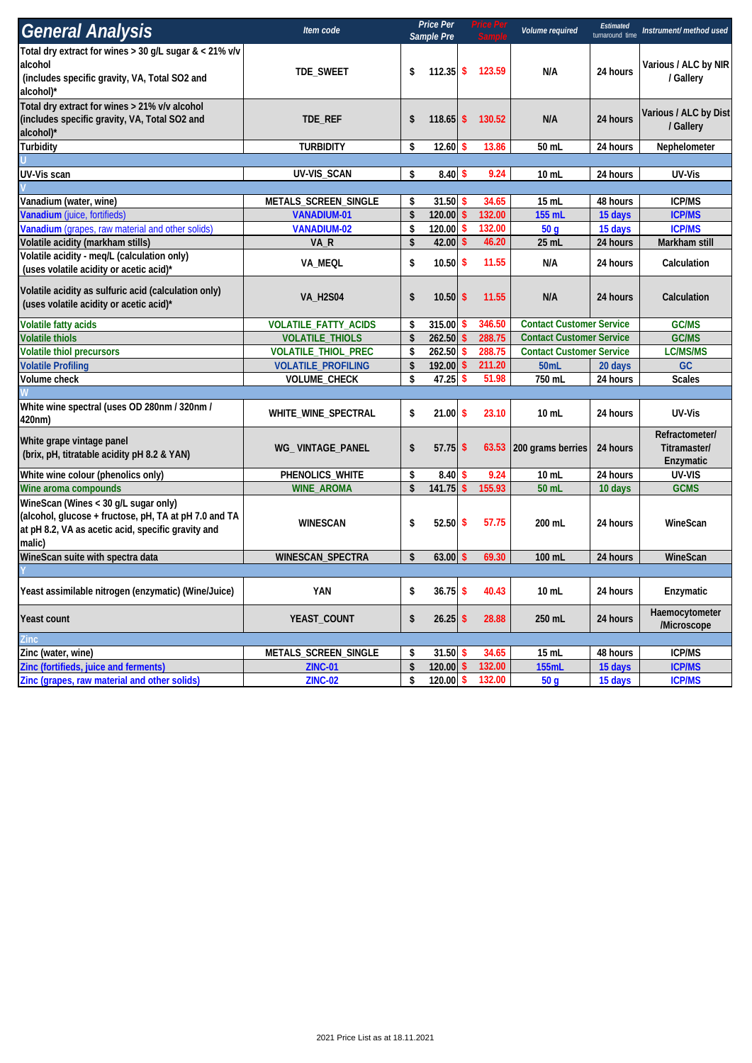| General Analysis | Item code | Price Per Sample Pre | Price Per Sample | Volume required | Estimated turnaround time | Instrument/ method used |
|---|---|---|---|---|---|---|
| Total dry extract for wines > 30 g/L sugar & < 21% v/v alcohol (includes specific gravity, VA, Total SO2 and alcohol)* | TDE_SWEET | $ 112.35 | $ 123.59 | N/A | 24 hours | Various / ALC by NIR / Gallery |
| Total dry extract for wines > 21% v/v alcohol (includes specific gravity, VA, Total SO2 and alcohol)* | TDE_REF | $ 118.65 | $ 130.52 | N/A | 24 hours | Various / ALC by Dist / Gallery |
| Turbidity | TURBIDITY | $ 12.60 | $ 13.86 | 50 mL | 24 hours | Nephelometer |
| U | | | | | | |
| UV-Vis scan | UV-VIS_SCAN | $ 8.40 | $ 9.24 | 10 mL | 24 hours | UV-Vis |
| V | | | | | | |
| Vanadium (water, wine) | METALS_SCREEN_SINGLE | $ 31.50 | $ 34.65 | 15 mL | 48 hours | ICP/MS |
| Vanadium (juice, fortifieds) | VANADIUM-01 | $ 120.00 | $ 132.00 | 155 mL | 15 days | ICP/MS |
| Vanadium (grapes, raw material and other solids) | VANADIUM-02 | $ 120.00 | $ 132.00 | 50 g | 15 days | ICP/MS |
| Volatile acidity (markham stills) | VA_R | $ 42.00 | $ 46.20 | 25 mL | 24 hours | Markham still |
| Volatile acidity - meq/L (calculation only) (uses volatile acidity or acetic acid)* | VA_MEQL | $ 10.50 | $ 11.55 | N/A | 24 hours | Calculation |
| Volatile acidity as sulfuric acid (calculation only) (uses volatile acidity or acetic acid)* | VA_H2S04 | $ 10.50 | $ 11.55 | N/A | 24 hours | Calculation |
| Volatile fatty acids | VOLATILE_FATTY_ACIDS | $ 315.00 | $ 346.50 | Contact Customer Service | | GC/MS |
| Volatile thiols | VOLATILE_THIOLS | $ 262.50 | $ 288.75 | Contact Customer Service | | GC/MS |
| Volatile thiol precursors | VOLATILE_THIOL_PREC | $ 262.50 | $ 288.75 | Contact Customer Service | | LC/MS/MS |
| Volatile Profiling | VOLATILE_PROFILING | $ 192.00 | $ 211.20 | 50mL | 20 days | GC |
| Volume check | VOLUME_CHECK | $ 47.25 | $ 51.98 | 750 mL | 24 hours | Scales |
| W | | | | | | |
| White wine spectral (uses OD 280nm / 320nm / 420nm) | WHITE_WINE_SPECTRAL | $ 21.00 | $ 23.10 | 10 mL | 24 hours | UV-Vis |
| White grape vintage panel (brix, pH, titratable acidity pH 8.2 & YAN) | WG_ VINTAGE_PANEL | $ 57.75 | $ 63.53 | 200 grams berries | 24 hours | Refractometer/ Titramaster/ Enzymatic |
| White wine colour (phenolics only) | PHENOLICS_WHITE | $ 8.40 | $ 9.24 | 10 mL | 24 hours | UV-VIS |
| Wine aroma compounds | WINE_AROMA | $ 141.75 | $ 155.93 | 50 mL | 10 days | GCMS |
| WineScan (Wines < 30 g/L sugar only) (alcohol, glucose + fructose, pH, TA at pH 7.0 and TA at pH 8.2, VA as acetic acid, specific gravity and malic) | WINESCAN | $ 52.50 | $ 57.75 | 200 mL | 24 hours | WineScan |
| WineScan suite with spectra data | WINESCAN_SPECTRA | $ 63.00 | $ 69.30 | 100 mL | 24 hours | WineScan |
| Y | | | | | | |
| Yeast assimilable nitrogen (enzymatic) (Wine/Juice) | YAN | $ 36.75 | $ 40.43 | 10 mL | 24 hours | Enzymatic |
| Yeast count | YEAST_COUNT | $ 26.25 | $ 28.88 | 250 mL | 24 hours | Haemocytometer /Microscope |
| Zinc | | | | | | |
| Zinc (water, wine) | METALS_SCREEN_SINGLE | $ 31.50 | $ 34.65 | 15 mL | 48 hours | ICP/MS |
| Zinc (fortifieds, juice and ferments) | ZINC-01 | $ 120.00 | $ 132.00 | 155mL | 15 days | ICP/MS |
| Zinc (grapes, raw material and other solids) | ZINC-02 | $ 120.00 | $ 132.00 | 50 g | 15 days | ICP/MS |

2021 Price List as at 18.11.2021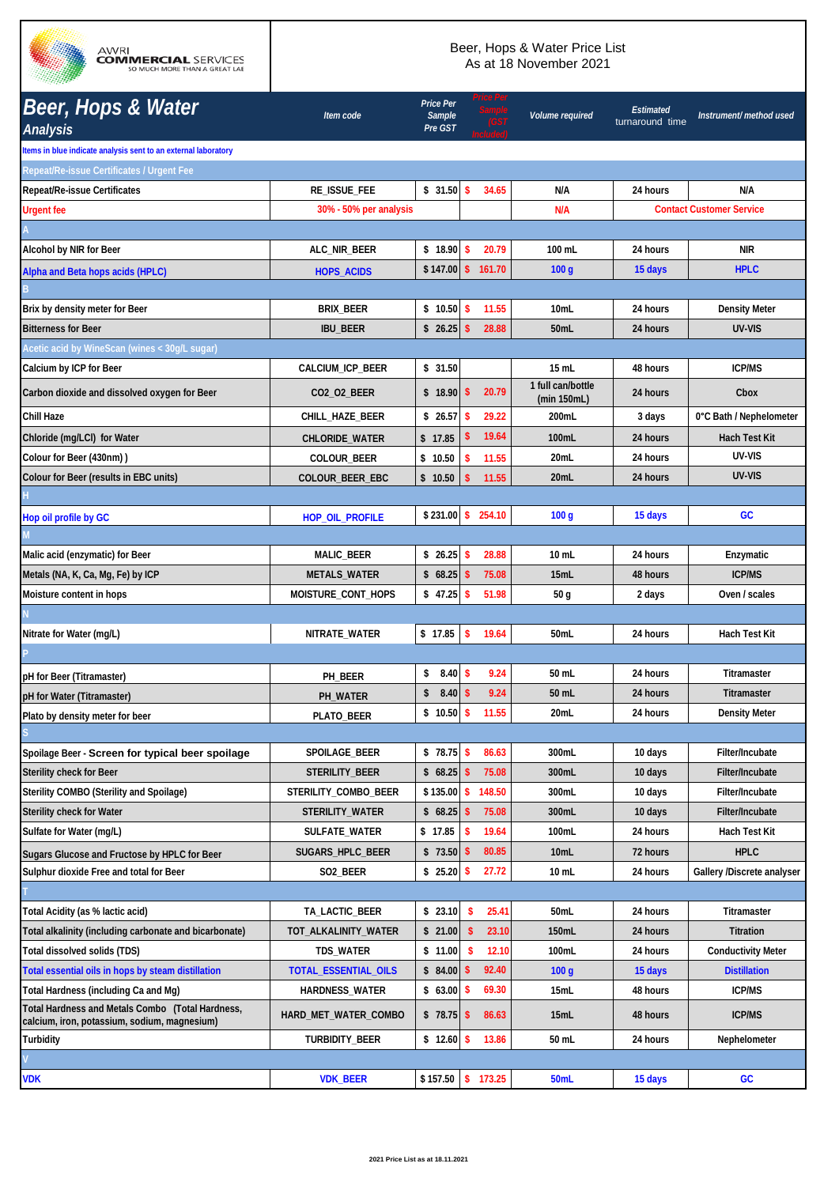AWRI COMMERCIAL SERVICES
SO MUCH MORE THAN A GREAT LAB

Beer, Hops & Water Price List
As at 18 November 2021

| Beer, Hops & Water Analysis | Item code | Price Per Sample Pre GST | Price Per Sample (GST Included) | Volume required | Estimated turnaround time | Instrument/ method used |
|---|---|---|---|---|---|---|
| Items in blue indicate analysis sent to an external laboratory | | | | | | |
| Repeat/Re-issue Certificates / Urgent Fee | | | | | | |
| Repeat/Re-issue Certificates | RE_ISSUE_FEE | $ 31.50 | $ 34.65 | N/A | 24 hours | N/A |
| Urgent fee | 30% - 50% per analysis | | | N/A | Contact Customer Service | |
| A | | | | | | |
| Alcohol by NIR for Beer | ALC_NIR_BEER | $ 18.90 | $ 20.79 | 100 mL | 24 hours | NIR |
| Alpha and Beta hops acids (HPLC) | HOPS_ACIDS | $ 147.00 | $ 161.70 | 100 g | 15 days | HPLC |
| B | | | | | | |
| Brix by density meter for Beer | BRIX_BEER | $ 10.50 | $ 11.55 | 10mL | 24 hours | Density Meter |
| Bitterness for Beer | IBU_BEER | $ 26.25 | $ 28.88 | 50mL | 24 hours | UV-VIS |
| Acetic acid by WineScan (wines < 30g/L sugar) | | | | | | |
| Calcium by ICP for Beer | CALCIUM_ICP_BEER | $ 31.50 | | 15 mL | 48 hours | ICP/MS |
| Carbon dioxide and dissolved oxygen for Beer | CO2_O2_BEER | $ 18.90 | $ 20.79 | 1 full can/bottle (min 150mL) | 24 hours | Cbox |
| Chill Haze | CHILL_HAZE_BEER | $ 26.57 | $ 29.22 | 200mL | 3 days | 0°C Bath / Nephelometer |
| Chloride (mg/LCl) for Water | CHLORIDE_WATER | $ 17.85 | $ 19.64 | 100mL | 24 hours | Hach Test Kit |
| Colour for Beer (430nm) ) | COLOUR_BEER | $ 10.50 | $ 11.55 | 20mL | 24 hours | UV-VIS |
| Colour for Beer (results in EBC units) | COLOUR_BEER_EBC | $ 10.50 | $ 11.55 | 20mL | 24 hours | UV-VIS |
| H | | | | | | |
| Hop oil profile by GC | HOP_OIL_PROFILE | $ 231.00 | $ 254.10 | 100 g | 15 days | GC |
| M | | | | | | |
| Malic acid (enzymatic) for Beer | MALIC_BEER | $ 26.25 | $ 28.88 | 10 mL | 24 hours | Enzymatic |
| Metals (NA, K, Ca, Mg, Fe) by ICP | METALS_WATER | $ 68.25 | $ 75.08 | 15mL | 48 hours | ICP/MS |
| Moisture content in hops | MOISTURE_CONT_HOPS | $ 47.25 | $ 51.98 | 50 g | 2 days | Oven / scales |
| N | | | | | | |
| Nitrate for Water (mg/L) | NITRATE_WATER | $ 17.85 | $ 19.64 | 50mL | 24 hours | Hach Test Kit |
| P | | | | | | |
| pH for Beer (Titramaster) | PH_BEER | $ 8.40 | $ 9.24 | 50 mL | 24 hours | Titramaster |
| pH for Water (Titramaster) | PH_WATER | $ 8.40 | $ 9.24 | 50 mL | 24 hours | Titramaster |
| Plato by density meter for beer | PLATO_BEER | $ 10.50 | $ 11.55 | 20mL | 24 hours | Density Meter |
| S | | | | | | |
| Spoilage Beer - Screen for typical beer spoilage | SPOILAGE_BEER | $ 78.75 | $ 86.63 | 300mL | 10 days | Filter/Incubate |
| Sterility check for Beer | STERILITY_BEER | $ 68.25 | $ 75.08 | 300mL | 10 days | Filter/Incubate |
| Sterility COMBO (Sterility and Spoilage) | STERILITY_COMBO_BEER | $ 135.00 | $ 148.50 | 300mL | 10 days | Filter/Incubate |
| Sterility check for Water | STERILITY_WATER | $ 68.25 | $ 75.08 | 300mL | 10 days | Filter/Incubate |
| Sulfate for Water (mg/L) | SULFATE_WATER | $ 17.85 | $ 19.64 | 100mL | 24 hours | Hach Test Kit |
| Sugars Glucose and Fructose by HPLC for Beer | SUGARS_HPLC_BEER | $ 73.50 | $ 80.85 | 10mL | 72 hours | HPLC |
| Sulphur dioxide Free and total for Beer | SO2_BEER | $ 25.20 | $ 27.72 | 10 mL | 24 hours | Gallery /Discrete analyser |
| T | | | | | | |
| Total Acidity (as % lactic acid) | TA_LACTIC_BEER | $ 23.10 | $ 25.41 | 50mL | 24 hours | Titramaster |
| Total alkalinity (including carbonate and bicarbonate) | TOT_ALKALINITY_WATER | $ 21.00 | $ 23.10 | 150mL | 24 hours | Titration |
| Total dissolved solids (TDS) | TDS_WATER | $ 11.00 | $ 12.10 | 100mL | 24 hours | Conductivity Meter |
| Total essential oils in hops by steam distillation | TOTAL_ESSENTIAL_OILS | $ 84.00 | $ 92.40 | 100 g | 15 days | Distillation |
| Total Hardness (including Ca and Mg) | HARDNESS_WATER | $ 63.00 | $ 69.30 | 15mL | 48 hours | ICP/MS |
| Total Hardness and Metals Combo (Total Hardness, calcium, iron, potassium, sodium, magnesium) | HARD_MET_WATER_COMBO | $ 78.75 | $ 86.63 | 15mL | 48 hours | ICP/MS |
| Turbidity | TURBIDITY_BEER | $ 12.60 | $ 13.86 | 50 mL | 24 hours | Nephelometer |
| V | | | | | | |
| VDK | VDK_BEER | $ 157.50 | $ 173.25 | 50mL | 15 days | GC |

2021 Price List as at 18.11.2021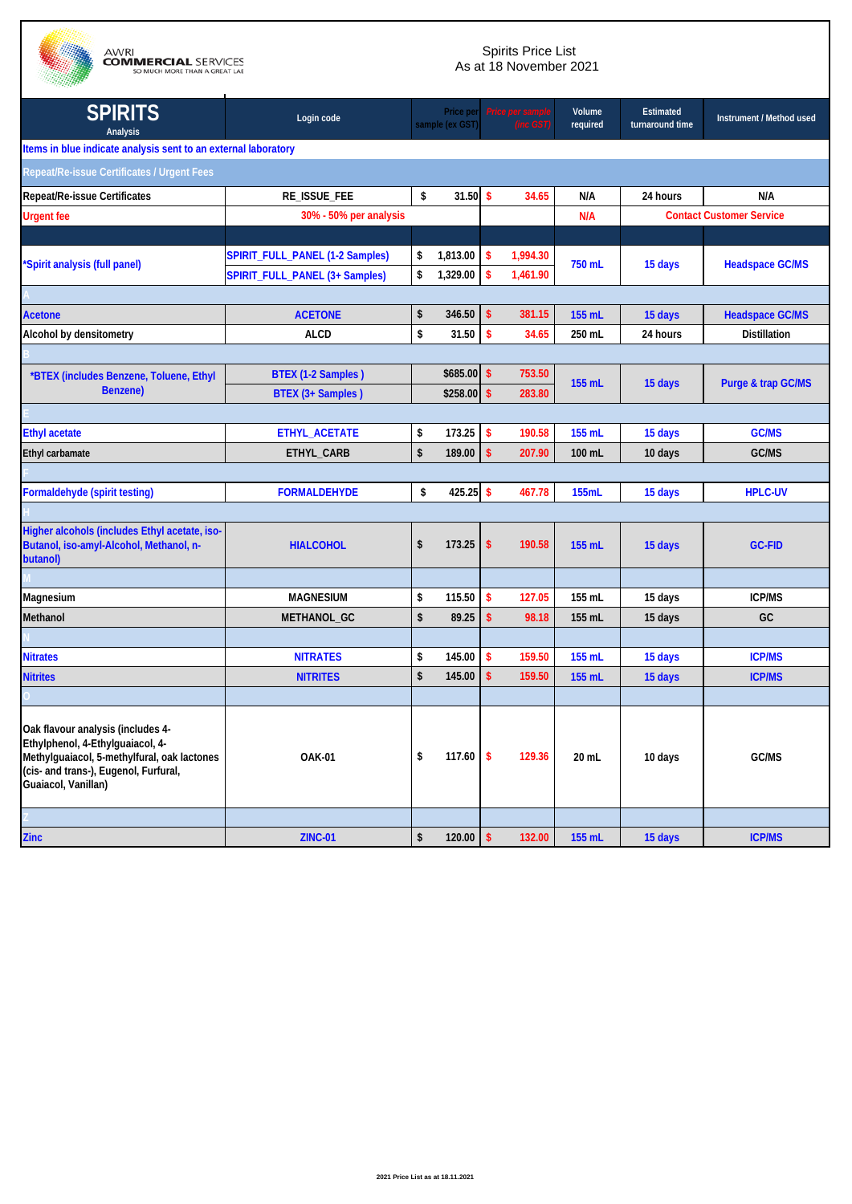AWRI COMMERCIAL SERVICES
SO MUCH MORE THAN A GREAT LAB

# Spirits Price List
As at 18 November 2021

| SPIRITS Analysis | Login code | Price per sample (ex GST) | Price per sample (inc GST) | Volume required | Estimated turnaround time | Instrument / Method used |
|---|---|---|---|---|---|---|
| Items in blue indicate analysis sent to an external laboratory | | | | | | |
| Repeat/Re-issue Certificates / Urgent Fees | | | | | | |
| Repeat/Re-issue Certificates | RE_ISSUE_FEE | $ 31.50 | $ 34.65 | N/A | 24 hours | N/A |
| Urgent fee | 30% - 50% per analysis | | | N/A | Contact Customer Service | |
| | | | | | | |
| *Spirit analysis (full panel) | SPIRIT_FULL_PANEL (1-2 Samples) | $ 1,813.00 | $ 1,994.30 | 750 mL | 15 days | Headspace GC/MS |
| | SPIRIT_FULL_PANEL (3+ Samples) | $ 1,329.00 | $ 1,461.90 | | | |
| A | | | | | | |
| Acetone | ACETONE | $ 346.50 | $ 381.15 | 155 mL | 15 days | Headspace GC/MS |
| Alcohol by densitometry | ALCD | $ 31.50 | $ 34.65 | 250 mL | 24 hours | Distillation |
| B | | | | | | |
| *BTEX (includes Benzene, Toluene, Ethyl Benzene) | BTEX (1-2 Samples ) | $685.00 | $ 753.50 | 155 mL | 15 days | Purge & trap GC/MS |
| | BTEX (3+ Samples ) | $258.00 | $ 283.80 | | | |
| E | | | | | | |
| Ethyl acetate | ETHYL_ACETATE | $ 173.25 | $ 190.58 | 155 mL | 15 days | GC/MS |
| Ethyl carbamate | ETHYL_CARB | $ 189.00 | $ 207.90 | 100 mL | 10 days | GC/MS |
| F | | | | | | |
| Formaldehyde (spirit testing) | FORMALDEHYDE | $ 425.25 | $ 467.78 | 155mL | 15 days | HPLC-UV |
| H | | | | | | |
| Higher alcohols (includes Ethyl acetate, iso-Butanol, iso-amyl-Alcohol, Methanol, n-butanol) | HIALCOHOL | $ 173.25 | $ 190.58 | 155 mL | 15 days | GC-FID |
| M | | | | | | |
| Magnesium | MAGNESIUM | $ 115.50 | $ 127.05 | 155 mL | 15 days | ICP/MS |
| Methanol | METHANOL_GC | $ 89.25 | $ 98.18 | 155 mL | 15 days | GC |
| N | | | | | | |
| Nitrates | NITRATES | $ 145.00 | $ 159.50 | 155 mL | 15 days | ICP/MS |
| Nitrites | NITRITES | $ 145.00 | $ 159.50 | 155 mL | 15 days | ICP/MS |
| O | | | | | | |
| Oak flavour analysis (includes 4-Ethylphenol, 4-Ethylguaiacol, 4-Methylguaiacol, 5-methylfural, oak lactones (cis- and trans-), Eugenol, Furfural, Guaiacol, Vanillan) | OAK-01 | $ 117.60 | $ 129.36 | 20 mL | 10 days | GC/MS |
| Z | | | | | | |
| Zinc | ZINC-01 | $ 120.00 | $ 132.00 | 155 mL | 15 days | ICP/MS |

2021 Price List as at 18.11.2021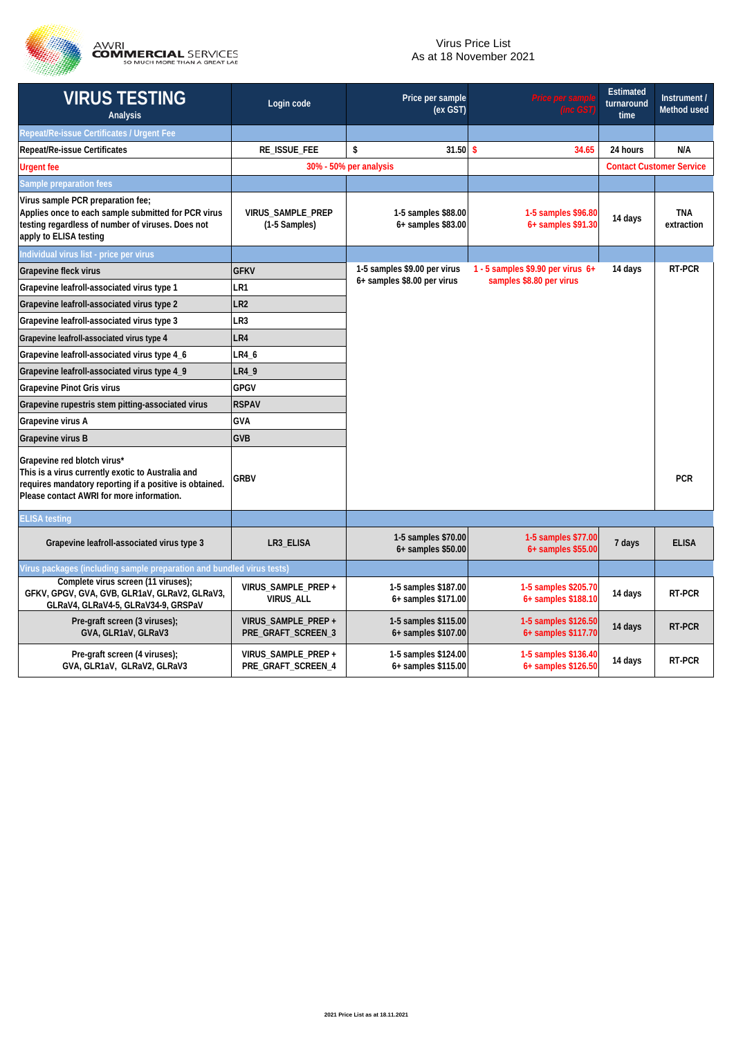Virus Price List
As at 18 November 2021

| VIRUS TESTING Analysis | Login code | Price per sample (ex GST) | Price per sample (inc GST) | Estimated turnaround time | Instrument / Method used |
|---|---|---|---|---|---|
| Repeat/Re-issue Certificates / Urgent Fee | | | | | |
| Repeat/Re-issue Certificates | RE_ISSUE_FEE | $ 31.50 | $ 34.65 | 24 hours | N/A |
| Urgent fee | 30% - 50% per analysis | | | Contact Customer Service | |
| Sample preparation fees | | | | | |
| Virus sample PCR preparation fee; Applies once to each sample submitted for PCR virus testing regardless of number of viruses. Does not apply to ELISA testing | VIRUS_SAMPLE_PREP (1-5 Samples) | 1-5 samples $88.00 6+ samples $83.00 | 1-5 samples $96.80 6+ samples $91.30 | 14 days | TNA extraction |
| Individual virus list - price per virus | | | | | |
| Grapevine fleck virus | GFKV | 1-5 samples $9.00 per virus 6+ samples $8.00 per virus | 1 - 5 samples $9.90 per virus 6+ samples $8.80 per virus | 14 days | RT-PCR |
| Grapevine leafroll-associated virus type 1 | LR1 | | | | |
| Grapevine leafroll-associated virus type 2 | LR2 | | | | |
| Grapevine leafroll-associated virus type 3 | LR3 | | | | |
| Grapevine leafroll-associated virus type 4 | LR4 | | | | |
| Grapevine leafroll-associated virus type 4_6 | LR4_6 | | | | |
| Grapevine leafroll-associated virus type 4_9 | LR4_9 | | | | |
| Grapevine Pinot Gris virus | GPGV | | | | |
| Grapevine rupestris stem pitting-associated virus | RSPAV | | | | |
| Grapevine virus A | GVA | | | | |
| Grapevine virus B | GVB | | | | |
| Grapevine red blotch virus* This is a virus currently exotic to Australia and requires mandatory reporting if a positive is obtained. Please contact AWRI for more information. | GRBV | | | | PCR |
| ELISA testing | | | | | |
| Grapevine leafroll-associated virus type 3 | LR3_ELISA | 1-5 samples $70.00 6+ samples $50.00 | 1-5 samples $77.00 6+ samples $55.00 | 7 days | ELISA |
| Virus packages (including sample preparation and bundled virus tests) | | | | | |
| Complete virus screen (11 viruses); GFKV, GPGV, GVA, GVB, GLR1aV, GLRaV2, GLRaV3, GLRaV4, GLRaV4-5, GLRaV34-9, GRSPaV | VIRUS_SAMPLE_PREP + VIRUS_ALL | 1-5 samples $187.00 6+ samples $171.00 | 1-5 samples $205.70 6+ samples $188.10 | 14 days | RT-PCR |
| Pre-graft screen (3 viruses); GVA, GLR1aV, GLRaV3 | VIRUS_SAMPLE_PREP + PRE_GRAFT_SCREEN_3 | 1-5 samples $115.00 6+ samples $107.00 | 1-5 samples $126.50 6+ samples $117.70 | 14 days | RT-PCR |
| Pre-graft screen (4 viruses); GVA, GLR1aV, GLRaV2, GLRaV3 | VIRUS_SAMPLE_PREP + PRE_GRAFT_SCREEN_4 | 1-5 samples $124.00 6+ samples $115.00 | 1-5 samples $136.40 6+ samples $126.50 | 14 days | RT-PCR |

2021 Price List as at 18.11.2021